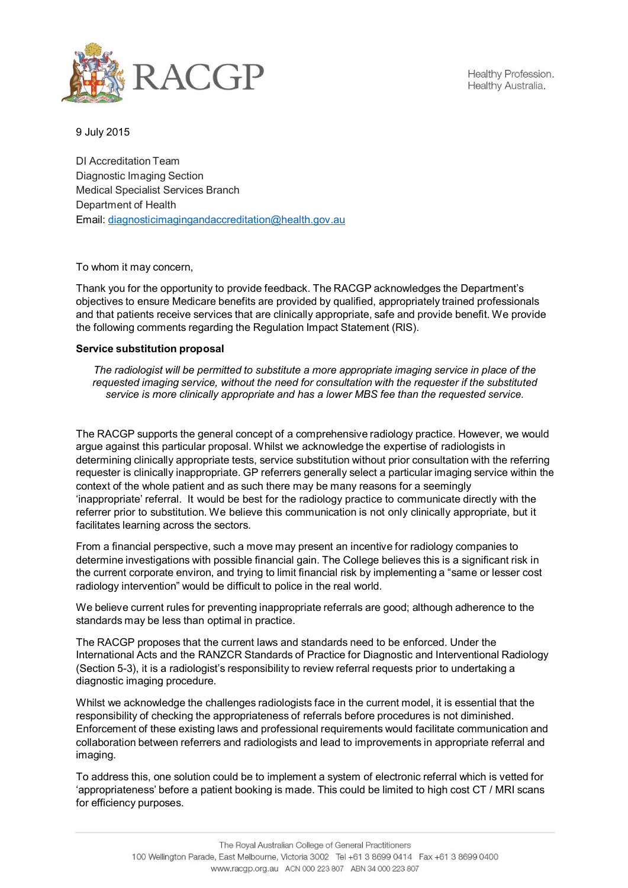Healthy Profession.
Healthy Australia.

9 July 2015

DI Accreditation Team
Diagnostic Imaging Section
Medical Specialist Services Branch
Department of Health
Email: diagnosticimagingandaccreditation@health.gov.au

To whom it may concern,

Thank you for the opportunity to provide feedback. The RACGP acknowledges the Department's objectives to ensure Medicare benefits are provided by qualified, appropriately trained professionals and that patients receive services that are clinically appropriate, safe and provide benefit. We provide the following comments regarding the Regulation Impact Statement (RIS).

**Service substitution proposal**

*The radiologist will be permitted to substitute a more appropriate imaging service in place of the requested imaging service, without the need for consultation with the requester if the substituted service is more clinically appropriate and has a lower MBS fee than the requested service.*

The RACGP supports the general concept of a comprehensive radiology practice. However, we would argue against this particular proposal. Whilst we acknowledge the expertise of radiologists in determining clinically appropriate tests, service substitution without prior consultation with the referring requester is clinically inappropriate. GP referrers generally select a particular imaging service within the context of the whole patient and as such there may be many reasons for a seemingly 'inappropriate' referral. It would be best for the radiology practice to communicate directly with the referrer prior to substitution. We believe this communication is not only clinically appropriate, but it facilitates learning across the sectors.

From a financial perspective, such a move may present an incentive for radiology companies to determine investigations with possible financial gain. The College believes this is a significant risk in the current corporate environ, and trying to limit financial risk by implementing a "same or lesser cost radiology intervention" would be difficult to police in the real world.

We believe current rules for preventing inappropriate referrals are good; although adherence to the standards may be less than optimal in practice.

The RACGP proposes that the current laws and standards need to be enforced. Under the International Acts and the RANZCR Standards of Practice for Diagnostic and Interventional Radiology (Section 5-3), it is a radiologist's responsibility to review referral requests prior to undertaking a diagnostic imaging procedure.

Whilst we acknowledge the challenges radiologists face in the current model, it is essential that the responsibility of checking the appropriateness of referrals before procedures is not diminished. Enforcement of these existing laws and professional requirements would facilitate communication and collaboration between referrers and radiologists and lead to improvements in appropriate referral and imaging.

To address this, one solution could be to implement a system of electronic referral which is vetted for 'appropriateness' before a patient booking is made. This could be limited to high cost CT / MRI scans for efficiency purposes.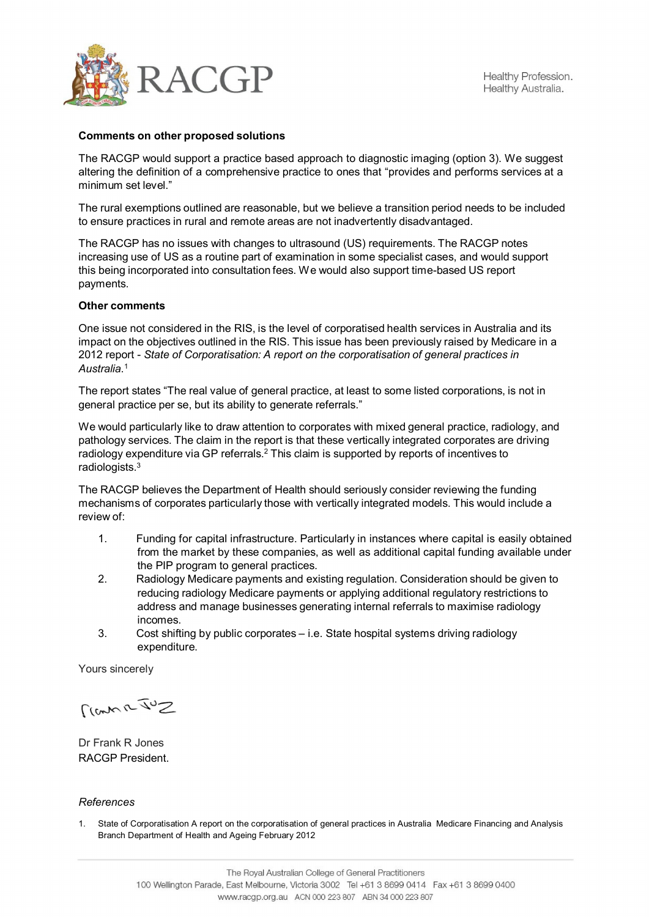**Comments on other proposed solutions**

The RACGP would support a practice based approach to diagnostic imaging (option 3). We suggest altering the definition of a comprehensive practice to ones that "provides and performs services at a minimum set level."

The rural exemptions outlined are reasonable, but we believe a transition period needs to be included to ensure practices in rural and remote areas are not inadvertently disadvantaged.

The RACGP has no issues with changes to ultrasound (US) requirements. The RACGP notes increasing use of US as a routine part of examination in some specialist cases, and would support this being incorporated into consultation fees. We would also support time-based US report payments.

**Other comments**

One issue not considered in the RIS, is the level of corporatised health services in Australia and its impact on the objectives outlined in the RIS. This issue has been previously raised by Medicare in a 2012 report - *State of Corporatisation: A report on the corporatisation of general practices in Australia*.[1]

The report states "The real value of general practice, at least to some listed corporations, is not in general practice per se, but its ability to generate referrals."

We would particularly like to draw attention to corporates with mixed general practice, radiology, and pathology services. The claim in the report is that these vertically integrated corporates are driving radiology expenditure via GP referrals.[2] This claim is supported by reports of incentives to radiologists.[3]

The RACGP believes the Department of Health should seriously consider reviewing the funding mechanisms of corporates particularly those with vertically integrated models. This would include a review of:

1. Funding for capital infrastructure. Particularly in instances where capital is easily obtained from the market by these companies, as well as additional capital funding available under the PIP program to general practices.
2. Radiology Medicare payments and existing regulation. Consideration should be given to reducing radiology Medicare payments or applying additional regulatory restrictions to address and manage businesses generating internal referrals to maximise radiology incomes.
3. Cost shifting by public corporates – i.e. State hospital systems driving radiology expenditure.

Yours sincerely

Dr Frank R Jones
RACGP President.

*References*

1. State of Corporatisation A report on the corporatisation of general practices in Australia Medicare Financing and Analysis Branch Department of Health and Ageing February 2012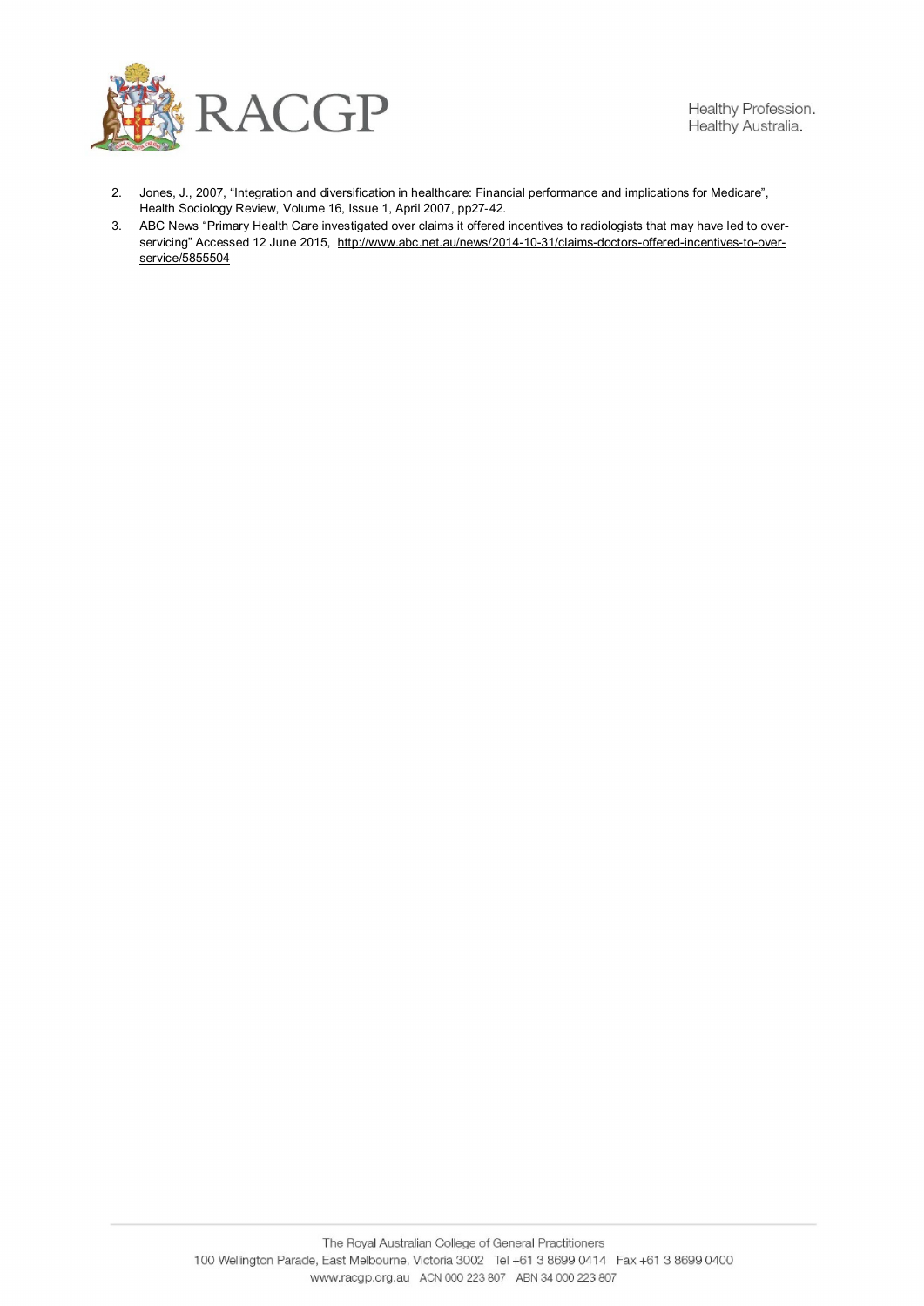2. Jones, J., 2007, "Integration and diversification in healthcare: Financial performance and implications for Medicare", Health Sociology Review, Volume 16, Issue 1, April 2007, pp27-42.
3. ABC News "Primary Health Care investigated over claims it offered incentives to radiologists that may have led to over-servicing" Accessed 12 June 2015, http://www.abc.net.au/news/2014-10-31/claims-doctors-offered-incentives-to-over-service/5855504